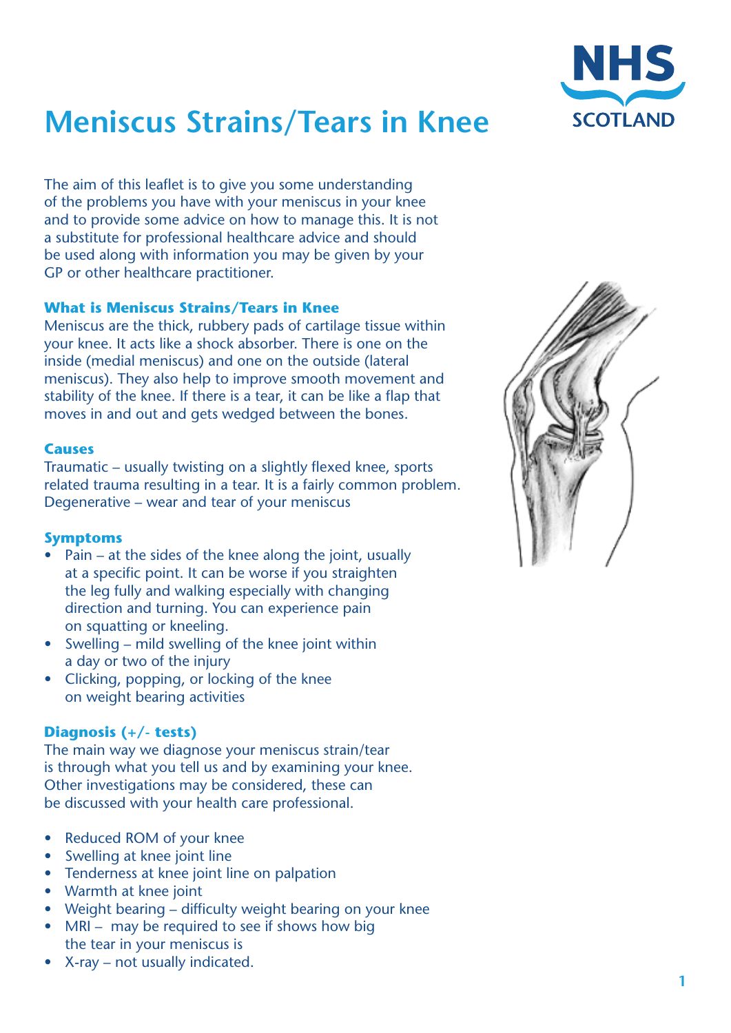# Meniscus Strains/Tears in Knee

The aim of this leaflet is to give you some understanding of the problems you have with your meniscus in your knee and to provide some advice on how to manage this. It is not a substitute for professional healthcare advice and should be used along with information you may be given by your GP or other healthcare practitioner.

### What is Meniscus Strains/Tears in Knee

Meniscus are the thick, rubbery pads of cartilage tissue within your knee. It acts like a shock absorber. There is one on the inside (medial meniscus) and one on the outside (lateral meniscus). They also help to improve smooth movement and stability of the knee. If there is a tear, it can be like a flap that moves in and out and gets wedged between the bones.

### Causes

Traumatic – usually twisting on a slightly flexed knee, sports related trauma resulting in a tear. It is a fairly common problem.
Degenerative – wear and tear of your meniscus

### Symptoms

- Pain – at the sides of the knee along the joint, usually at a specific point. It can be worse if you straighten the leg fully and walking especially with changing direction and turning. You can experience pain on squatting or kneeling.
- Swelling – mild swelling of the knee joint within a day or two of the injury
- Clicking, popping, or locking of the knee on weight bearing activities

### Diagnosis (+/- tests)

The main way we diagnose your meniscus strain/tear is through what you tell us and by examining your knee. Other investigations may be considered, these can be discussed with your health care professional.

- Reduced ROM of your knee
- Swelling at knee joint line
- Tenderness at knee joint line on palpation
- Warmth at knee joint
- Weight bearing – difficulty weight bearing on your knee
- MRI – may be required to see if shows how big the tear in your meniscus is
- X-ray – not usually indicated.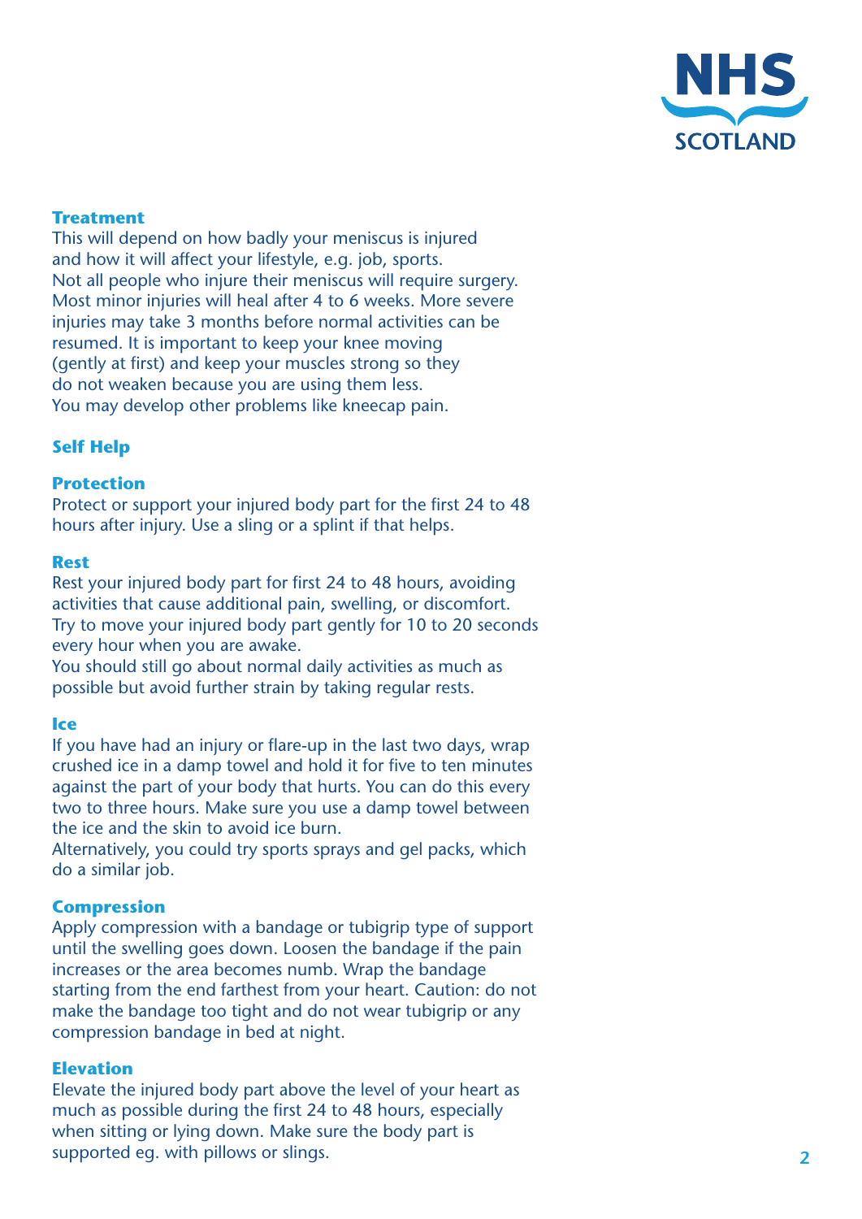## Treatment

This will depend on how badly your meniscus is injured and how it will affect your lifestyle, e.g. job, sports. Not all people who injure their meniscus will require surgery. Most minor injuries will heal after 4 to 6 weeks. More severe injuries may take 3 months before normal activities can be resumed. It is important to keep your knee moving (gently at first) and keep your muscles strong so they do not weaken because you are using them less. You may develop other problems like kneecap pain.

## Self Help

### Protection

Protect or support your injured body part for the first 24 to 48 hours after injury. Use a sling or a splint if that helps.

### Rest

Rest your injured body part for first 24 to 48 hours, avoiding activities that cause additional pain, swelling, or discomfort. Try to move your injured body part gently for 10 to 20 seconds every hour when you are awake.

You should still go about normal daily activities as much as possible but avoid further strain by taking regular rests.

### Ice

If you have had an injury or flare-up in the last two days, wrap crushed ice in a damp towel and hold it for five to ten minutes against the part of your body that hurts. You can do this every two to three hours. Make sure you use a damp towel between the ice and the skin to avoid ice burn.

Alternatively, you could try sports sprays and gel packs, which do a similar job.

### Compression

Apply compression with a bandage or tubigrip type of support until the swelling goes down. Loosen the bandage if the pain increases or the area becomes numb. Wrap the bandage starting from the end farthest from your heart. Caution: do not make the bandage too tight and do not wear tubigrip or any compression bandage in bed at night.

### Elevation

Elevate the injured body part above the level of your heart as much as possible during the first 24 to 48 hours, especially when sitting or lying down. Make sure the body part is supported eg. with pillows or slings.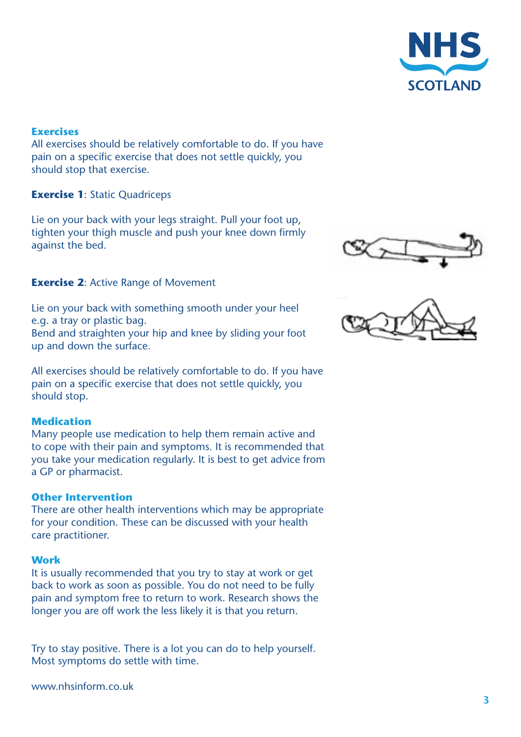## Exercises

All exercises should be relatively comfortable to do. If you have pain on a specific exercise that does not settle quickly, you should stop that exercise.

**Exercise 1**: Static Quadriceps

Lie on your back with your legs straight. Pull your foot up, tighten your thigh muscle and push your knee down firmly against the bed.

**Exercise 2**: Active Range of Movement

Lie on your back with something smooth under your heel e.g. a tray or plastic bag.
Bend and straighten your hip and knee by sliding your foot up and down the surface.

All exercises should be relatively comfortable to do. If you have pain on a specific exercise that does not settle quickly, you should stop.

## Medication

Many people use medication to help them remain active and to cope with their pain and symptoms. It is recommended that you take your medication regularly. It is best to get advice from a GP or pharmacist.

## Other Intervention

There are other health interventions which may be appropriate for your condition. These can be discussed with your health care practitioner.

## Work

It is usually recommended that you try to stay at work or get back to work as soon as possible. You do not need to be fully pain and symptom free to return to work. Research shows the longer you are off work the less likely it is that you return.

Try to stay positive. There is a lot you can do to help yourself. Most symptoms do settle with time.

www.nhsinform.co.uk